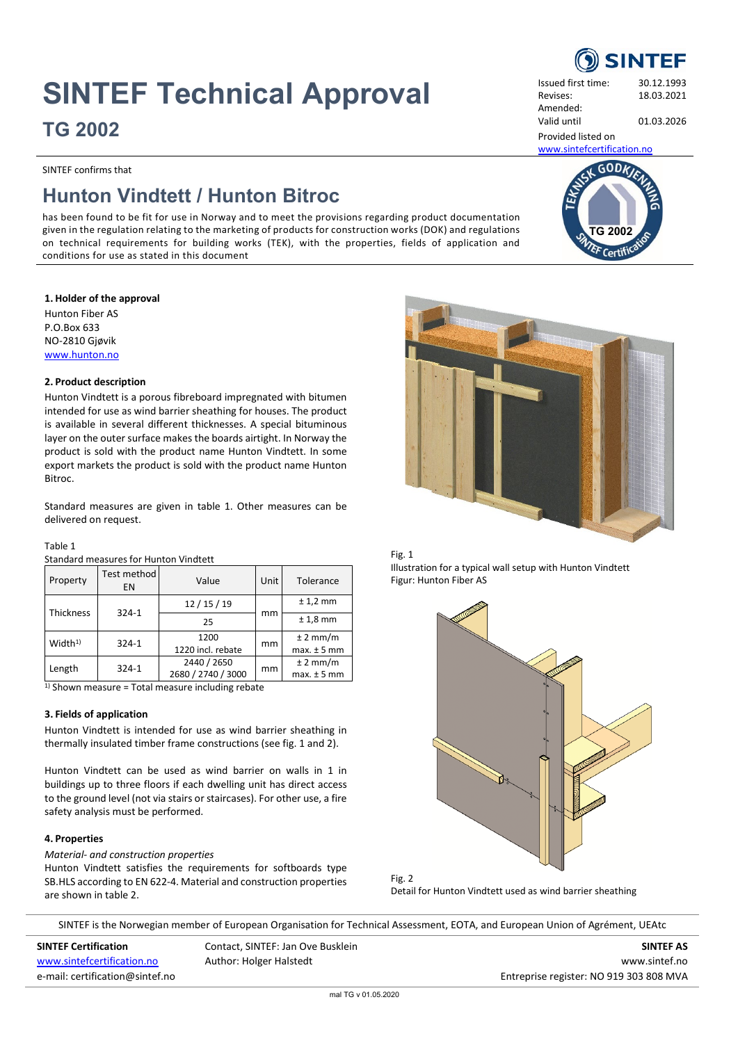# SINTEF Technical Approval

## TG 2002

| | |
|---|---|
| Issued first time: | 30.12.1993 |
| Revises: | 18.03.2021 |
| Amended: | |
| Valid until | 01.03.2026 |

Provided listed on
www.sintefcertification.no

SINTEF confirms that

# Hunton Vindtett / Hunton Bitroc

has been found to be fit for use in Norway and to meet the provisions regarding product documentation given in the regulation relating to the marketing of products for construction works (DOK) and regulations on technical requirements for building works (TEK), with the properties, fields of application and conditions for use as stated in this document

### 1. Holder of the approval

Hunton Fiber AS
P.O.Box 633
NO-2810 Gjøvik
www.hunton.no

### 2. Product description

Hunton Vindtett is a porous fibreboard impregnated with bitumen intended for use as wind barrier sheathing for houses. The product is available in several different thicknesses. A special bituminous layer on the outer surface makes the boards airtight. In Norway the product is sold with the product name Hunton Vindtett. In some export markets the product is sold with the product name Hunton Bitroc.

Standard measures are given in table 1. Other measures can be delivered on request.

Table 1
Standard measures for Hunton Vindtett

| Property | Test method EN | Value | Unit | Tolerance |
|---|---|---|---|---|
| Thickness | 324-1 | 12 / 15 / 19 | mm | ± 1,2 mm |
| | | 25 | | ± 1,8 mm |
| Width[1] | 324-1 | 1200<br>1220 incl. rebate | mm | ± 2 mm/m<br>max. ± 5 mm |
| Length | 324-1 | 2440 / 2650<br>2680 / 2740 / 3000 | mm | ± 2 mm/m<br>max. ± 5 mm |

[1] Shown measure = Total measure including rebate

### 3. Fields of application

Hunton Vindtett is intended for use as wind barrier sheathing in thermally insulated timber frame constructions (see fig. 1 and 2).

Hunton Vindtett can be used as wind barrier on walls in 1 in buildings up to three floors if each dwelling unit has direct access to the ground level (not via stairs or staircases). For other use, a fire safety analysis must be performed.

### 4. Properties

*Material- and construction properties*

Hunton Vindtett satisfies the requirements for softboards type SB.HLS according to EN 622-4. Material and construction properties are shown in table 2.

Fig. 1
Illustration for a typical wall setup with Hunton Vindtett
Figur: Hunton Fiber AS

Fig. 2
Detail for Hunton Vindtett used as wind barrier sheathing

SINTEF is the Norwegian member of European Organisation for Technical Assessment, EOTA, and European Union of Agrément, UEAtc

**SINTEF Certification**
www.sintefcertification.no
e-mail: certification@sintef.no

Contact, SINTEF: Jan Ove Busklein
Author: Holger Halstedt

**SINTEF AS**
www.sintef.no
Entreprise register: NO 919 303 808 MVA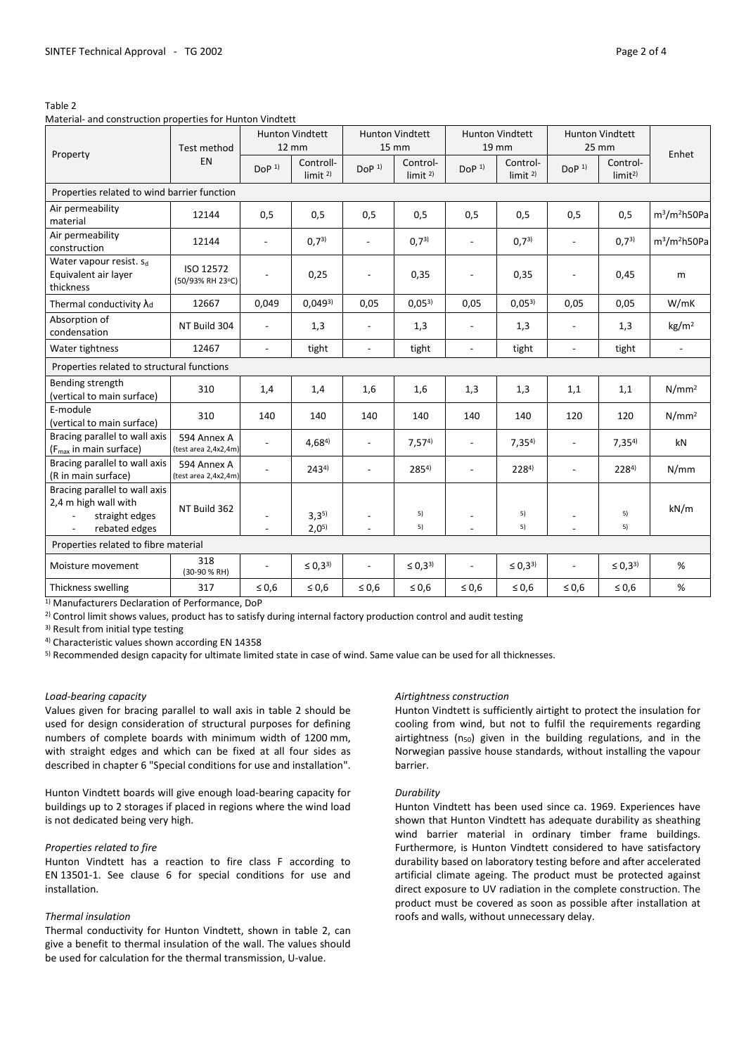Table 2

Material- and construction properties for Hunton Vindtett

| Property | Test method EN | Hunton Vindtett 12 mm | | Hunton Vindtett 15 mm | | Hunton Vindtett 19 mm | | Hunton Vindtett 25 mm | | Enhet |
|---|---|---|---|---|---|---|---|---|---|---|
| | | DoP [1] | Controll-limit [2] | DoP [1] | Control-limit [2] | DoP [1] | Control-limit [2] | DoP [1] | Control-limit[2] | |
| Properties related to wind barrier function | | | | | | | | | | |
| Air permeability material | 12144 | 0,5 | 0,5 | 0,5 | 0,5 | 0,5 | 0,5 | 0,5 | 0,5 | $m^3/m^2h50Pa$ |
| Air permeability construction | 12144 | - | 0,7[3] | - | 0,7[3] | - | 0,7[3] | - | 0,7[3] | $m^3/m^2h50Pa$ |
| Water vapour resist. $s_d$ Equivalent air layer thickness | ISO 12572 (50/93% RH 23ºC) | - | 0,25 | - | 0,35 | - | 0,35 | - | 0,45 | m |
| Thermal conductivity $\lambda_d$ | 12667 | 0,049 | 0,049[3] | 0,05 | 0,05[3] | 0,05 | 0,05[3] | 0,05 | 0,05 | W/mK |
| Absorption of condensation | NT Build 304 | - | 1,3 | - | 1,3 | - | 1,3 | - | 1,3 | $kg/m^2$ |
| Water tightness | 12467 | - | tight | - | tight | - | tight | - | tight | - |
| Properties related to structural functions | | | | | | | | | | |
| Bending strength (vertical to main surface) | 310 | 1,4 | 1,4 | 1,6 | 1,6 | 1,3 | 1,3 | 1,1 | 1,1 | $N/mm^2$ |
| E-module (vertical to main surface) | 310 | 140 | 140 | 140 | 140 | 140 | 140 | 120 | 120 | $N/mm^2$ |
| Bracing parallel to wall axis ($F_{max}$ in main surface) | 594 Annex A (test area 2,4x2,4m) | - | 4,68[4] | - | 7,57[4] | - | 7,35[4] | - | 7,35[4] | kN |
| Bracing parallel to wall axis (R in main surface) | 594 Annex A (test area 2,4x2,4m) | - | 243[4] | - | 285[4] | - | 228[4] | - | 228[4] | N/mm |
| Bracing parallel to wall axis 2,4 m high wall with<br>- straight edges<br>- rebated edges | NT Build 362 | -<br>- | 3,3[5]<br>2,0[5] | -<br>- | [5]<br>[5] | -<br>- | [5]<br>[5] | -<br>- | [5]<br>[5] | kN/m |
| Properties related to fibre material | | | | | | | | | | |
| Moisture movement | 318 (30-90 % RH) | - | ≤ 0,3[3] | - | ≤ 0,3[3] | - | ≤ 0,3[3] | - | ≤ 0,3[3] | % |
| Thickness swelling | 317 | ≤ 0,6 | ≤ 0,6 | ≤ 0,6 | ≤ 0,6 | ≤ 0,6 | ≤ 0,6 | ≤ 0,6 | ≤ 0,6 | % |

[1] Manufacturers Declaration of Performance, DoP

[2] Control limit shows values, product has to satisfy during internal factory production control and audit testing

[3] Result from initial type testing

[4] Characteristic values shown according EN 14358

[5] Recommended design capacity for ultimate limited state in case of wind. Same value can be used for all thicknesses.

*Load-bearing capacity*

Values given for bracing parallel to wall axis in table 2 should be used for design consideration of structural purposes for defining numbers of complete boards with minimum width of 1200 mm, with straight edges and which can be fixed at all four sides as described in chapter 6 "Special conditions for use and installation".

Hunton Vindtett boards will give enough load-bearing capacity for buildings up to 2 storages if placed in regions where the wind load is not dedicated being very high.

*Properties related to fire*

Hunton Vindtett has a reaction to fire class F according to EN 13501-1. See clause 6 for special conditions for use and installation.

*Thermal insulation*

Thermal conductivity for Hunton Vindtett, shown in table 2, can give a benefit to thermal insulation of the wall. The values should be used for calculation for the thermal transmission, U-value.

*Airtightness construction*

Hunton Vindtett is sufficiently airtight to protect the insulation for cooling from wind, but not to fulfil the requirements regarding airtightness ($n_{50}$) given in the building regulations, and in the Norwegian passive house standards, without installing the vapour barrier.

*Durability*

Hunton Vindtett has been used since ca. 1969. Experiences have shown that Hunton Vindtett has adequate durability as sheathing wind barrier material in ordinary timber frame buildings. Furthermore, is Hunton Vindtett considered to have satisfactory durability based on laboratory testing before and after accelerated artificial climate ageing. The product must be protected against direct exposure to UV radiation in the complete construction. The product must be covered as soon as possible after installation at roofs and walls, without unnecessary delay.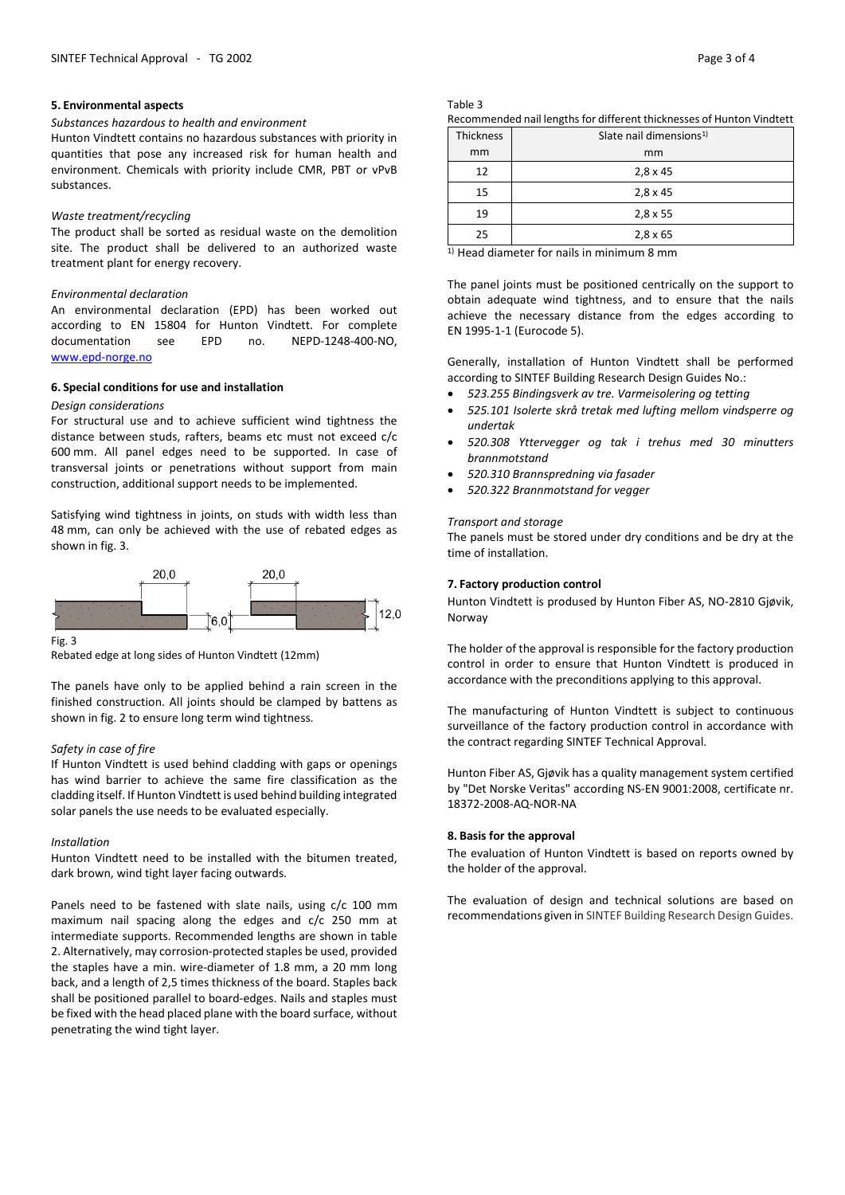## 5. Environmental aspects

*Substances hazardous to health and environment*

Hunton Vindtett contains no hazardous substances with priority in quantities that pose any increased risk for human health and environment. Chemicals with priority include CMR, PBT or vPvB substances.

*Waste treatment/recycling*

The product shall be sorted as residual waste on the demolition site. The product shall be delivered to an authorized waste treatment plant for energy recovery.

*Environmental declaration*

An environmental declaration (EPD) has been worked out according to EN 15804 for Hunton Vindtett. For complete documentation see EPD no. NEPD-1248-400-NO, www.epd-norge.no

## 6. Special conditions for use and installation

*Design considerations*

For structural use and to achieve sufficient wind tightness the distance between studs, rafters, beams etc must not exceed c/c 600 mm. All panel edges need to be supported. In case of transversal joints or penetrations without support from main construction, additional support needs to be implemented.

Satisfying wind tightness in joints, on studs with width less than 48 mm, can only be achieved with the use of rebated edges as shown in fig. 3.

20,0 20,0 6,0 12,0

Fig. 3

Rebated edge at long sides of Hunton Vindtett (12mm)

The panels have only to be applied behind a rain screen in the finished construction. All joints should be clamped by battens as shown in fig. 2 to ensure long term wind tightness.

*Safety in case of fire*

If Hunton Vindtett is used behind cladding with gaps or openings has wind barrier to achieve the same fire classification as the cladding itself. If Hunton Vindtett is used behind building integrated solar panels the use needs to be evaluated especially.

*Installation*

Hunton Vindtett need to be installed with the bitumen treated, dark brown, wind tight layer facing outwards.

Panels need to be fastened with slate nails, using c/c 100 mm maximum nail spacing along the edges and c/c 250 mm at intermediate supports. Recommended lengths are shown in table 2. Alternatively, may corrosion-protected staples be used, provided the staples have a min. wire-diameter of 1.8 mm, a 20 mm long back, and a length of 2,5 times thickness of the board. Staples back shall be positioned parallel to board-edges. Nails and staples must be fixed with the head placed plane with the board surface, without penetrating the wind tight layer.

Table 3

Recommended nail lengths for different thicknesses of Hunton Vindtett

| Thickness<br>mm | Slate nail dimensions[1)]<br>mm |
|---|---|
| 12 | 2,8 x 45 |
| 15 | 2,8 x 45 |
| 19 | 2,8 x 55 |
| 25 | 2,8 x 65 |

[1)] Head diameter for nails in minimum 8 mm

The panel joints must be positioned centrically on the support to obtain adequate wind tightness, and to ensure that the nails achieve the necessary distance from the edges according to EN 1995-1-1 (Eurocode 5).

Generally, installation of Hunton Vindtett shall be performed according to SINTEF Building Research Design Guides No.:

- *523.255 Bindingsverk av tre. Varmeisolering og tetting*
- *525.101 Isolerte skrå tretak med lufting mellom vindsperre og undertak*
- *520.308 Yttervegger og tak i trehus med 30 minutters brannmotstand*
- *520.310 Brannspredning via fasader*
- *520.322 Brannmotstand for vegger*

*Transport and storage*

The panels must be stored under dry conditions and be dry at the time of installation.

## 7. Factory production control

Hunton Vindtett is prodused by Hunton Fiber AS, NO-2810 Gjøvik, Norway

The holder of the approval is responsible for the factory production control in order to ensure that Hunton Vindtett is produced in accordance with the preconditions applying to this approval.

The manufacturing of Hunton Vindtett is subject to continuous surveillance of the factory production control in accordance with the contract regarding SINTEF Technical Approval.

Hunton Fiber AS, Gjøvik has a quality management system certified by "Det Norske Veritas" according NS-EN 9001:2008, certificate nr. 18372-2008-AQ-NOR-NA

## 8. Basis for the approval

The evaluation of Hunton Vindtett is based on reports owned by the holder of the approval.

The evaluation of design and technical solutions are based on recommendations given in SINTEF Building Research Design Guides.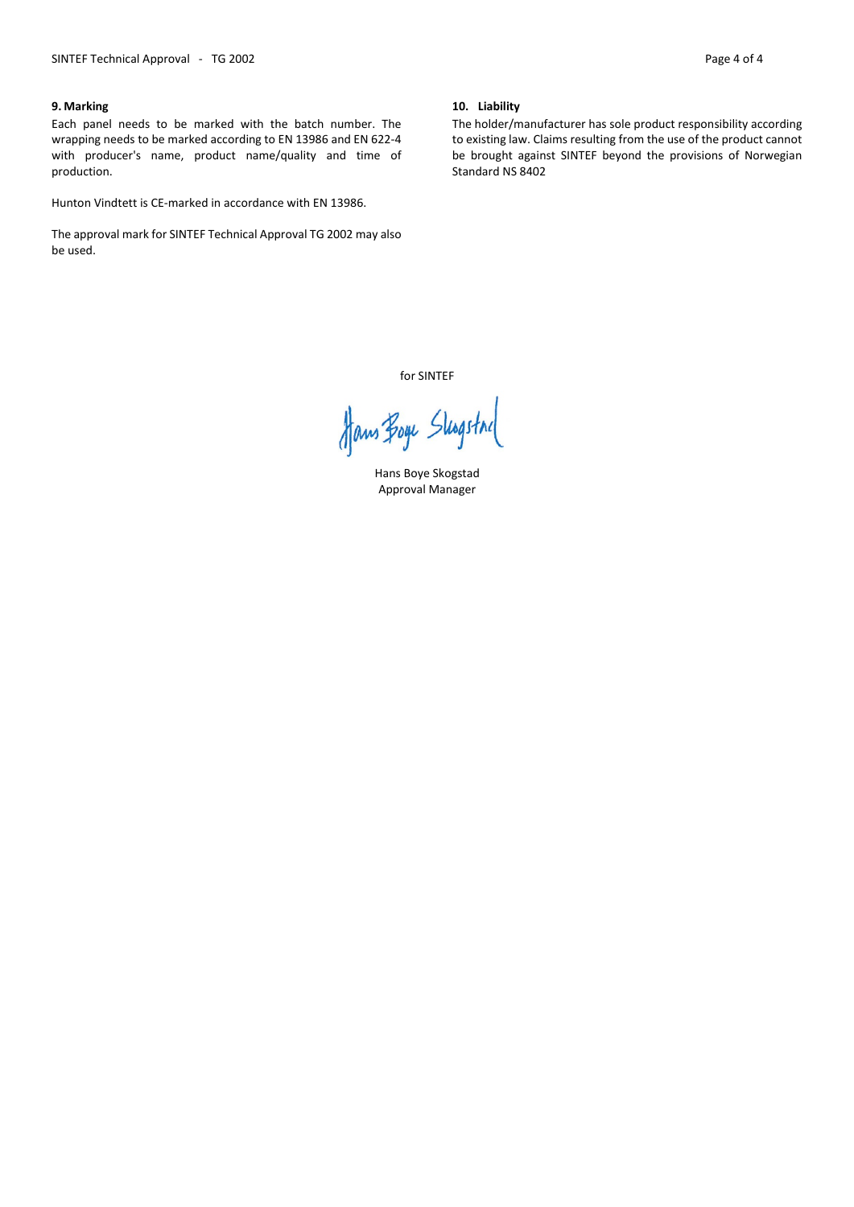### 9. Marking

Each panel needs to be marked with the batch number. The wrapping needs to be marked according to EN 13986 and EN 622-4 with producer's name, product name/quality and time of production.

Hunton Vindtett is CE-marked in accordance with EN 13986.

The approval mark for SINTEF Technical Approval TG 2002 may also be used.

### 10. Liability

The holder/manufacturer has sole product responsibility according to existing law. Claims resulting from the use of the product cannot be brought against SINTEF beyond the provisions of Norwegian Standard NS 8402

for SINTEF

Hans Boye Skogstad
Approval Manager